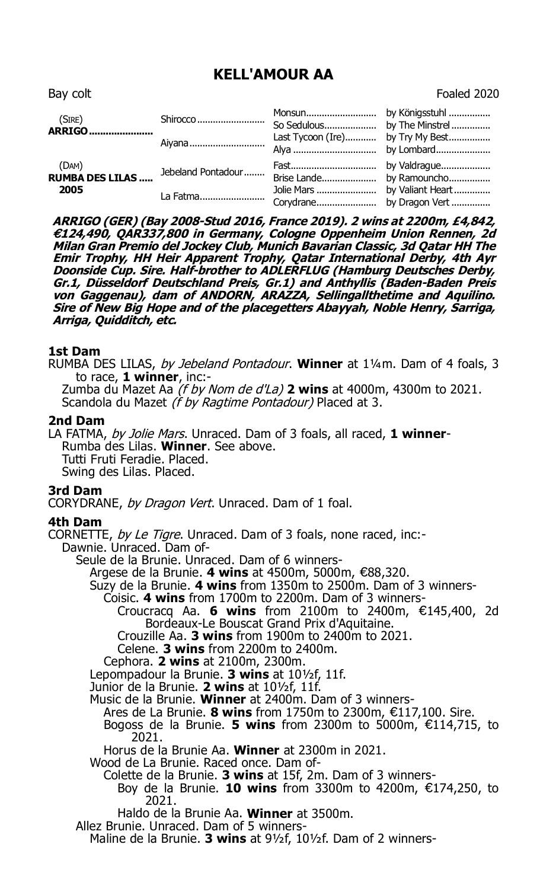# KELL'AMOUR AA

Bay colt Foaled 2020

| | | | |
|---|---|---|---|
| (SIRE) **ARRIGO** | Shirocco | Monsun | by Königsstuhl |
| | | So Sedulous | by The Minstrel |
| | Aiyana | Last Tycoon (Ire) | by Try My Best |
| | | Alya | by Lombard |
| (DAM) **RUMBA DES LILAS** **2005** | Jebeland Pontadour | Fast | by Valdrague |
| | | Brise Lande | by Ramouncho |
| | La Fatma | Jolie Mars | by Valiant Heart |
| | | Corydrane | by Dragon Vert |

***ARRIGO (GER) (Bay 2008-Stud 2016, France 2019). 2 wins at 2200m, £4,842, €124,490, QAR337,800 in Germany, Cologne Oppenheim Union Rennen, 2d Milan Gran Premio del Jockey Club, Munich Bavarian Classic, 3d Qatar HH The Emir Trophy, HH Heir Apparent Trophy, Qatar International Derby, 4th Ayr Doonside Cup. Sire. Half-brother to ADLERFLUG (Hamburg Deutsches Derby, Gr.1, Düsseldorf Deutschland Preis, Gr.1) and Anthyllis (Baden-Baden Preis von Gaggenau), dam of ANDORN, ARAZZA, Sellingallthetime and Aquilino. Sire of New Big Hope and of the placegetters Abayyah, Noble Henry, Sarriga, Arriga, Quidditch, etc.***

### 1st Dam

RUMBA DES LILAS, *by Jebeland Pontadour*. **Winner** at 1¼m. Dam of 4 foals, 3 to race, **1 winner**, inc:-

Zumba du Mazet Aa *(f by Nom de d'La)* **2 wins** at 4000m, 4300m to 2021.
Scandola du Mazet *(f by Ragtime Pontadour)* Placed at 3.

### 2nd Dam

LA FATMA, *by Jolie Mars*. Unraced. Dam of 3 foals, all raced, **1 winner**-

Rumba des Lilas. **Winner**. See above.
Tutti Fruti Feradie. Placed.
Swing des Lilas. Placed.

### 3rd Dam

CORYDRANE, *by Dragon Vert*. Unraced. Dam of 1 foal.

### 4th Dam

CORNETTE, *by Le Tigre*. Unraced. Dam of 3 foals, none raced, inc:-

Dawnie. Unraced. Dam of-
Seule de la Brunie. Unraced. Dam of 6 winners-
Argese de la Brunie. **4 wins** at 4500m, 5000m, €88,320.
Suzy de la Brunie. **4 wins** from 1350m to 2500m. Dam of 3 winners-
Coisic. **4 wins** from 1700m to 2200m. Dam of 3 winners-
Croucracq Aa. **6 wins** from 2100m to 2400m, €145,400, 2d Bordeaux-Le Bouscat Grand Prix d'Aquitaine.
Crouzille Aa. **3 wins** from 1900m to 2400m to 2021.
Celene. **3 wins** from 2200m to 2400m.
Cephora. **2 wins** at 2100m, 2300m.
Lepompadour la Brunie. **3 wins** at 10½f, 11f.
Junior de la Brunie. **2 wins** at 10½f, 11f.
Music de la Brunie. **Winner** at 2400m. Dam of 3 winners-
Ares de La Brunie. **8 wins** from 1750m to 2300m, €117,100. Sire.
Bogoss de la Brunie. **5 wins** from 2300m to 5000m, €114,715, to 2021.
Horus de la Brunie Aa. **Winner** at 2300m in 2021.
Wood de La Brunie. Raced once. Dam of-
Colette de la Brunie. **3 wins** at 15f, 2m. Dam of 3 winners-
Boy de la Brunie. **10 wins** from 3300m to 4200m, €174,250, to 2021.
Haldo de la Brunie Aa. **Winner** at 3500m.
Allez Brunie. Unraced. Dam of 5 winners-
Maline de la Brunie. **3 wins** at 9½f, 10½f. Dam of 2 winners-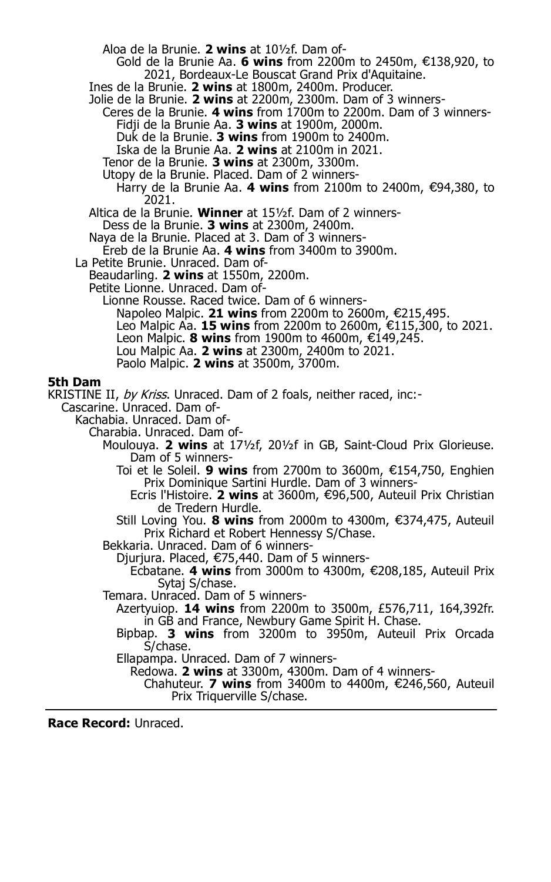Aloa de la Brunie. **2 wins** at 10½f. Dam of-
Gold de la Brunie Aa. **6 wins** from 2200m to 2450m, €138,920, to 2021, Bordeaux-Le Bouscat Grand Prix d'Aquitaine.
Ines de la Brunie. **2 wins** at 1800m, 2400m. Producer.
Jolie de la Brunie. **2 wins** at 2200m, 2300m. Dam of 3 winners-
Ceres de la Brunie. **4 wins** from 1700m to 2200m. Dam of 3 winners-
Fidji de la Brunie Aa. **3 wins** at 1900m, 2000m.
Duk de la Brunie. **3 wins** from 1900m to 2400m.
Iska de la Brunie Aa. **2 wins** at 2100m in 2021.
Tenor de la Brunie. **3 wins** at 2300m, 3300m.
Utopy de la Brunie. Placed. Dam of 2 winners-
Harry de la Brunie Aa. **4 wins** from 2100m to 2400m, €94,380, to 2021.
Altica de la Brunie. **Winner** at 15½f. Dam of 2 winners-
Dess de la Brunie. **3 wins** at 2300m, 2400m.
Naya de la Brunie. Placed at 3. Dam of 3 winners-
Ereb de la Brunie Aa. **4 wins** from 3400m to 3900m.
La Petite Brunie. Unraced. Dam of-
Beaudarling. **2 wins** at 1550m, 2200m.
Petite Lionne. Unraced. Dam of-
Lionne Rousse. Raced twice. Dam of 6 winners-
Napoleo Malpic. **21 wins** from 2200m to 2600m, €215,495.
Leo Malpic Aa. **15 wins** from 2200m to 2600m, €115,300, to 2021.
Leon Malpic. **8 wins** from 1900m to 4600m, €149,245.
Lou Malpic Aa. **2 wins** at 2300m, 2400m to 2021.
Paolo Malpic. **2 wins** at 3500m, 3700m.

**5th Dam**

KRISTINE II, *by Kriss*. Unraced. Dam of 2 foals, neither raced, inc:-
Cascarine. Unraced. Dam of-
Kachabia. Unraced. Dam of-
Charabia. Unraced. Dam of-
Moulouya. **2 wins** at 17½f, 20½f in GB, Saint-Cloud Prix Glorieuse. Dam of 5 winners-
Toi et le Soleil. **9 wins** from 2700m to 3600m, €154,750, Enghien Prix Dominique Sartini Hurdle. Dam of 3 winners-
Ecris l'Histoire. **2 wins** at 3600m, €96,500, Auteuil Prix Christian de Tredern Hurdle.
Still Loving You. **8 wins** from 2000m to 4300m, €374,475, Auteuil Prix Richard et Robert Hennessy S/Chase.
Bekkaria. Unraced. Dam of 6 winners-
Djurjura. Placed, €75,440. Dam of 5 winners-
Ecbatane. **4 wins** from 3000m to 4300m, €208,185, Auteuil Prix Sytaj S/chase.
Temara. Unraced. Dam of 5 winners-
Azertyuiop. **14 wins** from 2200m to 3500m, £576,711, 164,392fr. in GB and France, Newbury Game Spirit H. Chase.
Bipbap. **3 wins** from 3200m to 3950m, Auteuil Prix Orcada S/chase.
Ellapampa. Unraced. Dam of 7 winners-
Redowa. **2 wins** at 3300m, 4300m. Dam of 4 winners-
Chahuteur. **7 wins** from 3400m to 4400m, €246,560, Auteuil Prix Triquerville S/chase.

---

**Race Record:** Unraced.